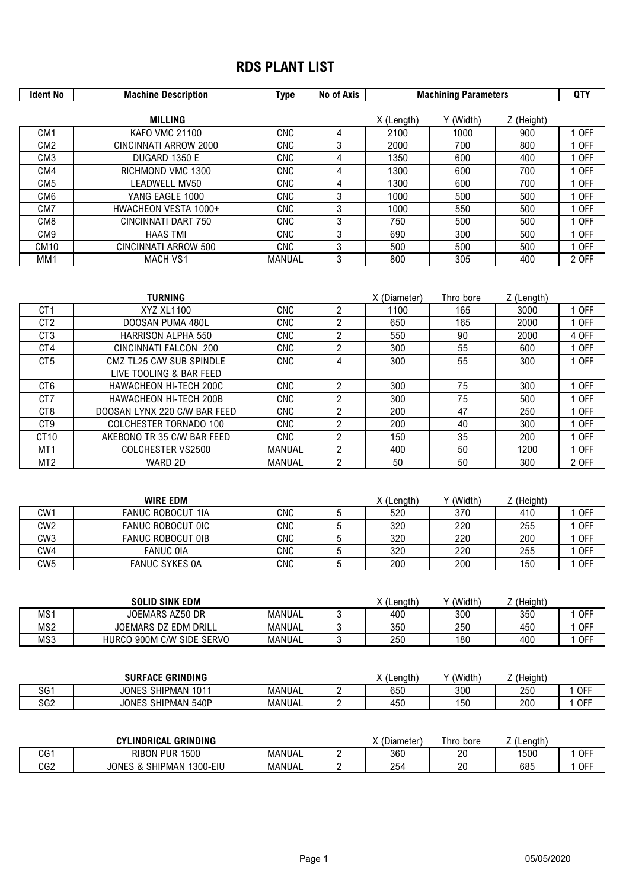# RDS PLANT LIST

| Ident No | Machine Description | Type | No of Axis | Machining Parameters | | | QTY |
|---|---|---|---|---|---|---|---|
| | **MILLING** | | | X (Length) | Y (Width) | Z (Height) | |
| CM1 | KAFO VMC 21100 | CNC | 4 | 2100 | 1000 | 900 | 1 OFF |
| CM2 | CINCINNATI ARROW 2000 | CNC | 3 | 2000 | 700 | 800 | 1 OFF |
| CM3 | DUGARD 1350 E | CNC | 4 | 1350 | 600 | 400 | 1 OFF |
| CM4 | RICHMOND VMC 1300 | CNC | 4 | 1300 | 600 | 700 | 1 OFF |
| CM5 | LEADWELL MV50 | CNC | 4 | 1300 | 600 | 700 | 1 OFF |
| CM6 | YANG EAGLE 1000 | CNC | 3 | 1000 | 500 | 500 | 1 OFF |
| CM7 | HWACHEON VESTA 1000+ | CNC | 3 | 1000 | 550 | 500 | 1 OFF |
| CM8 | CINCINNATI DART 750 | CNC | 3 | 750 | 500 | 500 | 1 OFF |
| CM9 | HAAS TMI | CNC | 3 | 690 | 300 | 500 | 1 OFF |
| CM10 | CINCINNATI ARROW 500 | CNC | 3 | 500 | 500 | 500 | 1 OFF |
| MM1 | MACH VS1 | MANUAL | 3 | 800 | 305 | 400 | 2 OFF |
| | **TURNING** | | | X (Diameter) | Thro bore | Z (Length) | |
| CT1 | XYZ XL1100 | CNC | 2 | 1100 | 165 | 3000 | 1 OFF |
| CT2 | DOOSAN PUMA 480L | CNC | 2 | 650 | 165 | 2000 | 1 OFF |
| CT3 | HARRISON ALPHA 550 | CNC | 2 | 550 | 90 | 2000 | 4 OFF |
| CT4 | CINCINNATI FALCON 200 | CNC | 2 | 300 | 55 | 600 | 1 OFF |
| CT5 | CMZ TL25 C/W SUB SPINDLE LIVE TOOLING & BAR FEED | CNC | 4 | 300 | 55 | 300 | 1 OFF |
| CT6 | HAWACHEON HI-TECH 200C | CNC | 2 | 300 | 75 | 300 | 1 OFF |
| CT7 | HAWACHEON HI-TECH 200B | CNC | 2 | 300 | 75 | 500 | 1 OFF |
| CT8 | DOOSAN LYNX 220 C/W BAR FEED | CNC | 2 | 200 | 47 | 250 | 1 OFF |
| CT9 | COLCHESTER TORNADO 100 | CNC | 2 | 200 | 40 | 300 | 1 OFF |
| CT10 | AKEBONO TR 35 C/W BAR FEED | CNC | 2 | 150 | 35 | 200 | 1 OFF |
| MT1 | COLCHESTER VS2500 | MANUAL | 2 | 400 | 50 | 1200 | 1 OFF |
| MT2 | WARD 2D | MANUAL | 2 | 50 | 50 | 300 | 2 OFF |
| | **WIRE EDM** | | | X (Length) | Y (Width) | Z (Height) | |
| CW1 | FANUC ROBOCUT 1IA | CNC | 5 | 520 | 370 | 410 | 1 OFF |
| CW2 | FANUC ROBOCUT 0IC | CNC | 5 | 320 | 220 | 255 | 1 OFF |
| CW3 | FANUC ROBOCUT 0IB | CNC | 5 | 320 | 220 | 200 | 1 OFF |
| CW4 | FANUC 0IA | CNC | 5 | 320 | 220 | 255 | 1 OFF |
| CW5 | FANUC SYKES 0A | CNC | 5 | 200 | 200 | 150 | 1 OFF |
| | **SOLID SINK EDM** | | | X (Length) | Y (Width) | Z (Height) | |
| MS1 | JOEMARS AZ50 DR | MANUAL | 3 | 400 | 300 | 350 | 1 OFF |
| MS2 | JOEMARS DZ EDM DRILL | MANUAL | 3 | 350 | 250 | 450 | 1 OFF |
| MS3 | HURCO 900M C/W SIDE SERVO | MANUAL | 3 | 250 | 180 | 400 | 1 OFF |
| | **SURFACE GRINDING** | | | X (Length) | Y (Width) | Z (Height) | |
| SG1 | JONES SHIPMAN 1011 | MANUAL | 2 | 650 | 300 | 250 | 1 OFF |
| SG2 | JONES SHIPMAN 540P | MANUAL | 2 | 450 | 150 | 200 | 1 OFF |
| | **CYLINDRICAL GRINDING** | | | X (Diameter) | Thro bore | Z (Length) | |
| CG1 | RIBON PUR 1500 | MANUAL | 2 | 360 | 20 | 1500 | 1 OFF |
| CG2 | JONES & SHIPMAN 1300-EIU | MANUAL | 2 | 254 | 20 | 685 | 1 OFF |

05/05/2020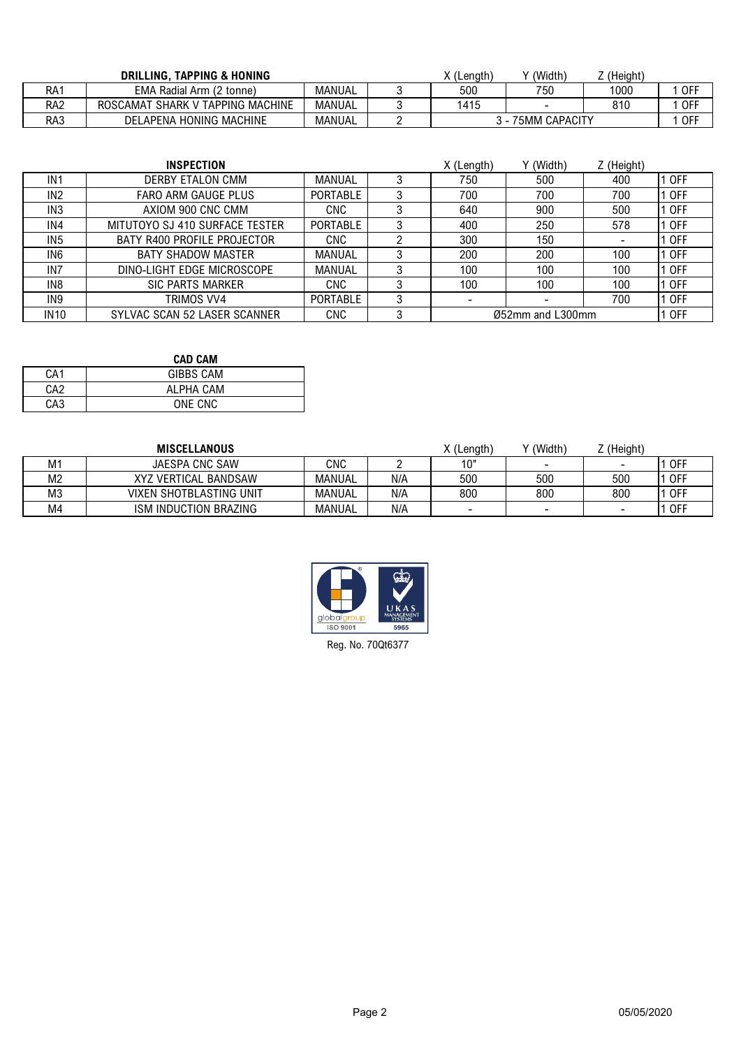| DRILLING, TAPPING & HONING | | | | X (Length) | Y (Width) | Z (Height) | |
|---|---|---|---|---|---|---|---|
| RA1 | EMA Radial Arm (2 tonne) | MANUAL | 3 | 500 | 750 | 1000 | 1 OFF |
| RA2 | ROSCAMAT SHARK V TAPPING MACHINE | MANUAL | 3 | 1415 | - | 810 | 1 OFF |
| RA3 | DELAPENA HONING MACHINE | MANUAL | 2 | 3 - 75MM CAPACITY | | | 1 OFF |

| INSPECTION | | | | X (Length) | Y (Width) | Z (Height) | |
|---|---|---|---|---|---|---|---|
| IN1 | DERBY ETALON CMM | MANUAL | 3 | 750 | 500 | 400 | 1 OFF |
| IN2 | FARO ARM GAUGE PLUS | PORTABLE | 3 | 700 | 700 | 700 | 1 OFF |
| IN3 | AXIOM 900 CNC CMM | CNC | 3 | 640 | 900 | 500 | 1 OFF |
| IN4 | MITUTOYO SJ 410 SURFACE TESTER | PORTABLE | 3 | 400 | 250 | 578 | 1 OFF |
| IN5 | BATY R400 PROFILE PROJECTOR | CNC | 2 | 300 | 150 | - | 1 OFF |
| IN6 | BATY SHADOW MASTER | MANUAL | 3 | 200 | 200 | 100 | 1 OFF |
| IN7 | DINO-LIGHT EDGE MICROSCOPE | MANUAL | 3 | 100 | 100 | 100 | 1 OFF |
| IN8 | SIC PARTS MARKER | CNC | 3 | 100 | 100 | 100 | 1 OFF |
| IN9 | TRIMOS VV4 | PORTABLE | 3 | - | - | 700 | 1 OFF |
| IN10 | SYLVAC SCAN 52 LASER SCANNER | CNC | 3 | Ø52mm and L300mm | | | 1 OFF |

| CAD CAM | |
|---|---|
| CA1 | GIBBS CAM |
| CA2 | ALPHA CAM |
| CA3 | ONE CNC |

| MISCELLANOUS | | | | X (Length) | Y (Width) | Z (Height) | |
|---|---|---|---|---|---|---|---|
| M1 | JAESPA CNC SAW | CNC | 2 | 10" | - | - | 1 OFF |
| M2 | XYZ VERTICAL BANDSAW | MANUAL | N/A | 500 | 500 | 500 | 1 OFF |
| M3 | VIXEN SHOTBLASTING UNIT | MANUAL | N/A | 800 | 800 | 800 | 1 OFF |
| M4 | ISM INDUCTION BRAZING | MANUAL | N/A | - | - | - | 1 OFF |

globalgroup ISO 9001 UKAS MANAGEMENT SYSTEMS 5965

Reg. No. 70Qt6377

05/05/2020